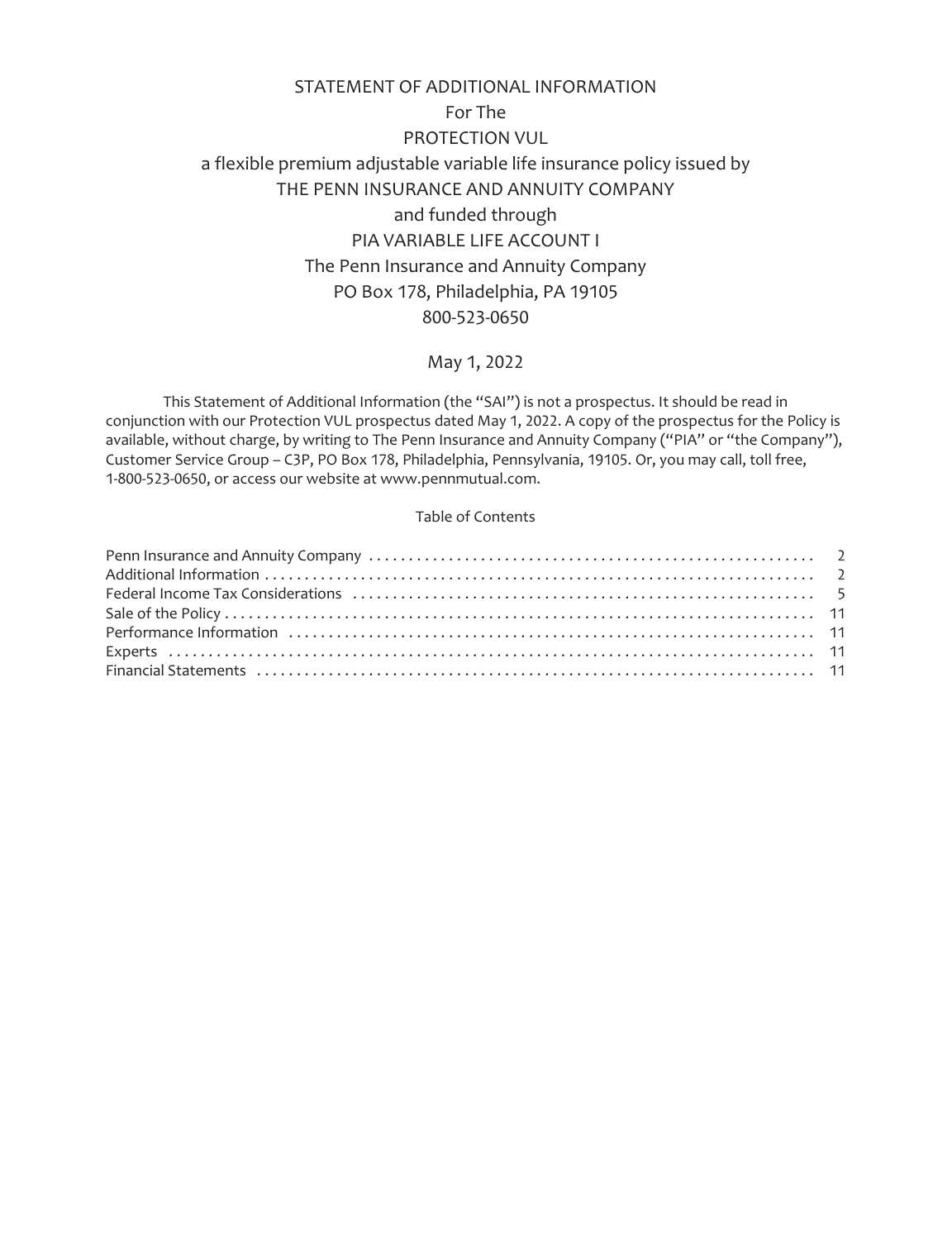# STATEMENT OF ADDITIONAL INFORMATION

For The

PROTECTION VUL

a flexible premium adjustable variable life insurance policy issued by

THE PENN INSURANCE AND ANNUITY COMPANY

and funded through

PIA VARIABLE LIFE ACCOUNT I

The Penn Insurance and Annuity Company

PO Box 178, Philadelphia, PA 19105

800-523-0650

May 1, 2022

This Statement of Additional Information (the "SAI") is not a prospectus. It should be read in conjunction with our Protection VUL prospectus dated May 1, 2022. A copy of the prospectus for the Policy is available, without charge, by writing to The Penn Insurance and Annuity Company ("PIA" or "the Company"), Customer Service Group – C3P, PO Box 178, Philadelphia, Pennsylvania, 19105. Or, you may call, toll free, 1-800-523-0650, or access our website at www.pennmutual.com.

Table of Contents

| | |
|---|---|
| Penn Insurance and Annuity Company | 2 |
| Additional Information | 2 |
| Federal Income Tax Considerations | 5 |
| Sale of the Policy | 11 |
| Performance Information | 11 |
| Experts | 11 |
| Financial Statements | 11 |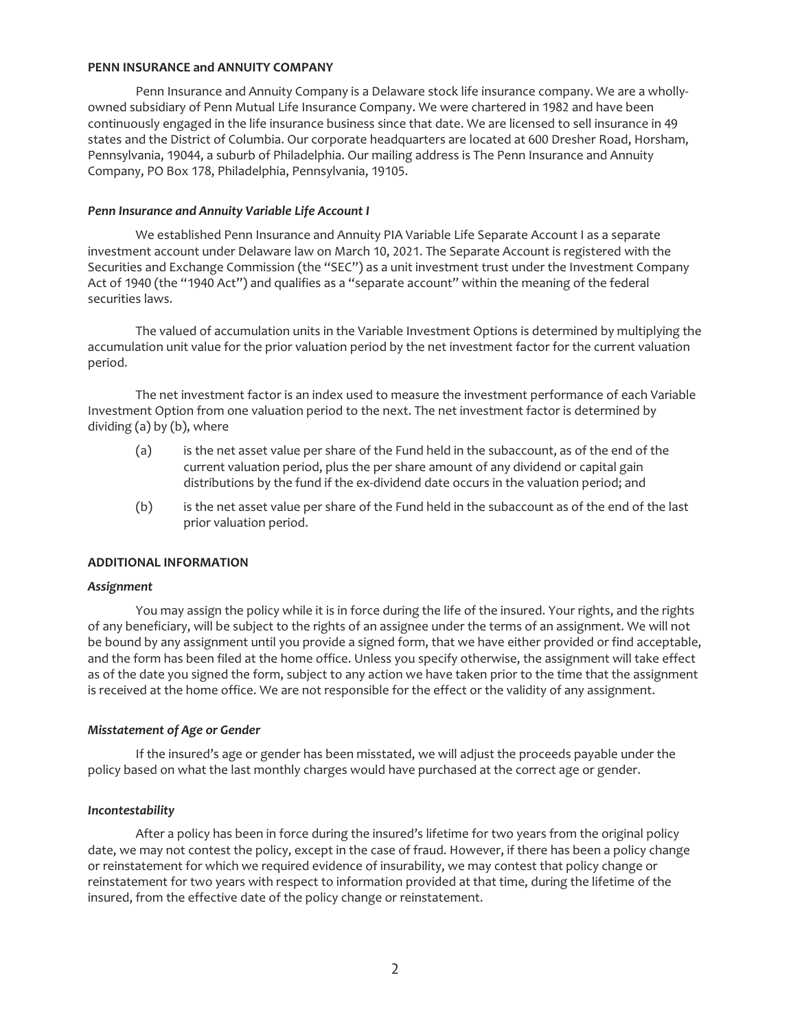**PENN INSURANCE and ANNUITY COMPANY**

Penn Insurance and Annuity Company is a Delaware stock life insurance company. We are a wholly-owned subsidiary of Penn Mutual Life Insurance Company. We were chartered in 1982 and have been continuously engaged in the life insurance business since that date. We are licensed to sell insurance in 49 states and the District of Columbia. Our corporate headquarters are located at 600 Dresher Road, Horsham, Pennsylvania, 19044, a suburb of Philadelphia. Our mailing address is The Penn Insurance and Annuity Company, PO Box 178, Philadelphia, Pennsylvania, 19105.

***Penn Insurance and Annuity Variable Life Account I***

We established Penn Insurance and Annuity PIA Variable Life Separate Account I as a separate investment account under Delaware law on March 10, 2021. The Separate Account is registered with the Securities and Exchange Commission (the "SEC") as a unit investment trust under the Investment Company Act of 1940 (the "1940 Act") and qualifies as a "separate account" within the meaning of the federal securities laws.

The valued of accumulation units in the Variable Investment Options is determined by multiplying the accumulation unit value for the prior valuation period by the net investment factor for the current valuation period.

The net investment factor is an index used to measure the investment performance of each Variable Investment Option from one valuation period to the next. The net investment factor is determined by dividing (a) by (b), where

(a) is the net asset value per share of the Fund held in the subaccount, as of the end of the current valuation period, plus the per share amount of any dividend or capital gain distributions by the fund if the ex-dividend date occurs in the valuation period; and

(b) is the net asset value per share of the Fund held in the subaccount as of the end of the last prior valuation period.

**ADDITIONAL INFORMATION**

***Assignment***

You may assign the policy while it is in force during the life of the insured. Your rights, and the rights of any beneficiary, will be subject to the rights of an assignee under the terms of an assignment. We will not be bound by any assignment until you provide a signed form, that we have either provided or find acceptable, and the form has been filed at the home office. Unless you specify otherwise, the assignment will take effect as of the date you signed the form, subject to any action we have taken prior to the time that the assignment is received at the home office. We are not responsible for the effect or the validity of any assignment.

***Misstatement of Age or Gender***

If the insured's age or gender has been misstated, we will adjust the proceeds payable under the policy based on what the last monthly charges would have purchased at the correct age or gender.

***Incontestability***

After a policy has been in force during the insured's lifetime for two years from the original policy date, we may not contest the policy, except in the case of fraud. However, if there has been a policy change or reinstatement for which we required evidence of insurability, we may contest that policy change or reinstatement for two years with respect to information provided at that time, during the lifetime of the insured, from the effective date of the policy change or reinstatement.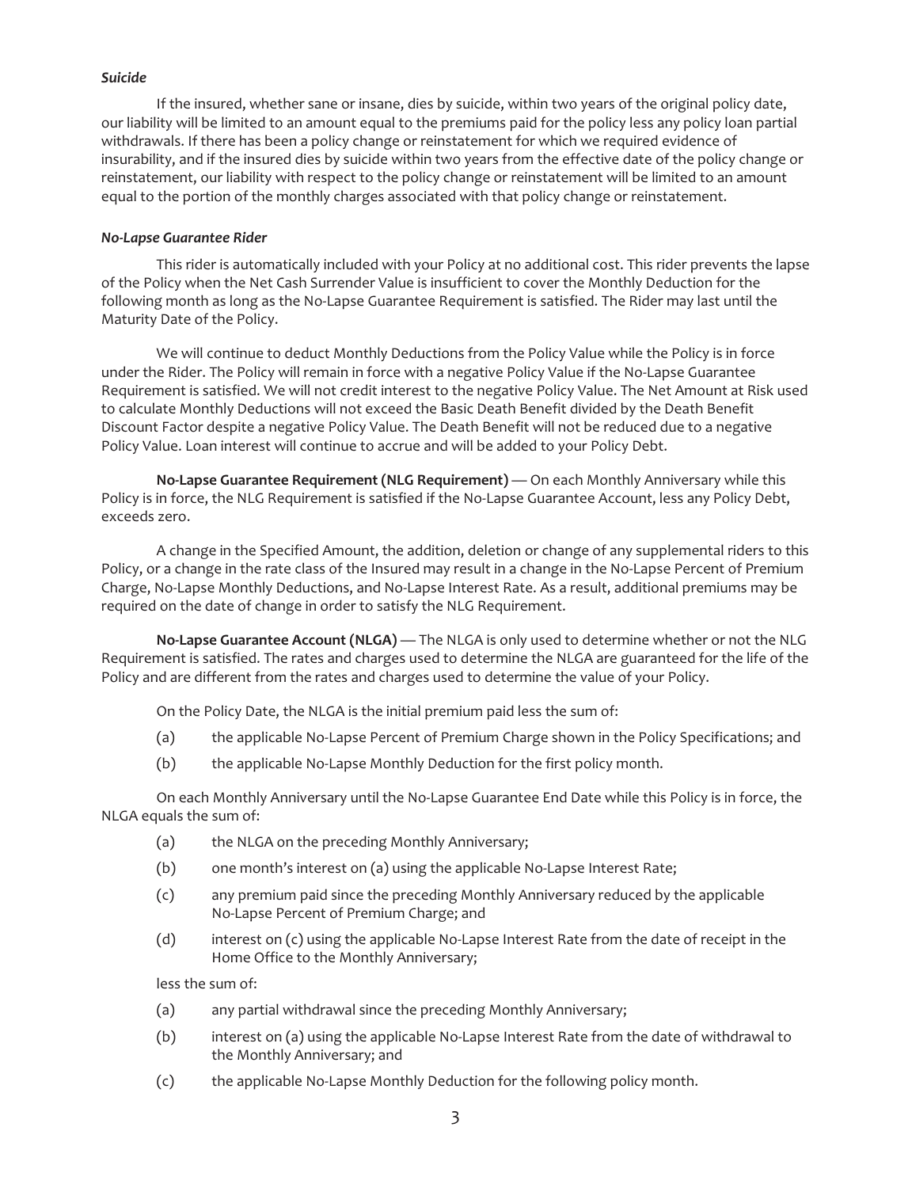***Suicide***

If the insured, whether sane or insane, dies by suicide, within two years of the original policy date, our liability will be limited to an amount equal to the premiums paid for the policy less any policy loan partial withdrawals. If there has been a policy change or reinstatement for which we required evidence of insurability, and if the insured dies by suicide within two years from the effective date of the policy change or reinstatement, our liability with respect to the policy change or reinstatement will be limited to an amount equal to the portion of the monthly charges associated with that policy change or reinstatement.

***No-Lapse Guarantee Rider***

This rider is automatically included with your Policy at no additional cost. This rider prevents the lapse of the Policy when the Net Cash Surrender Value is insufficient to cover the Monthly Deduction for the following month as long as the No-Lapse Guarantee Requirement is satisfied. The Rider may last until the Maturity Date of the Policy.

We will continue to deduct Monthly Deductions from the Policy Value while the Policy is in force under the Rider. The Policy will remain in force with a negative Policy Value if the No-Lapse Guarantee Requirement is satisfied. We will not credit interest to the negative Policy Value. The Net Amount at Risk used to calculate Monthly Deductions will not exceed the Basic Death Benefit divided by the Death Benefit Discount Factor despite a negative Policy Value. The Death Benefit will not be reduced due to a negative Policy Value. Loan interest will continue to accrue and will be added to your Policy Debt.

**No-Lapse Guarantee Requirement (NLG Requirement)** — On each Monthly Anniversary while this Policy is in force, the NLG Requirement is satisfied if the No-Lapse Guarantee Account, less any Policy Debt, exceeds zero.

A change in the Specified Amount, the addition, deletion or change of any supplemental riders to this Policy, or a change in the rate class of the Insured may result in a change in the No-Lapse Percent of Premium Charge, No-Lapse Monthly Deductions, and No-Lapse Interest Rate. As a result, additional premiums may be required on the date of change in order to satisfy the NLG Requirement.

**No-Lapse Guarantee Account (NLGA)** — The NLGA is only used to determine whether or not the NLG Requirement is satisfied. The rates and charges used to determine the NLGA are guaranteed for the life of the Policy and are different from the rates and charges used to determine the value of your Policy.

On the Policy Date, the NLGA is the initial premium paid less the sum of:

(a) the applicable No-Lapse Percent of Premium Charge shown in the Policy Specifications; and

(b) the applicable No-Lapse Monthly Deduction for the first policy month.

On each Monthly Anniversary until the No-Lapse Guarantee End Date while this Policy is in force, the NLGA equals the sum of:

(a) the NLGA on the preceding Monthly Anniversary;

(b) one month's interest on (a) using the applicable No-Lapse Interest Rate;

(c) any premium paid since the preceding Monthly Anniversary reduced by the applicable No-Lapse Percent of Premium Charge; and

(d) interest on (c) using the applicable No-Lapse Interest Rate from the date of receipt in the Home Office to the Monthly Anniversary;

less the sum of:

(a) any partial withdrawal since the preceding Monthly Anniversary;

(b) interest on (a) using the applicable No-Lapse Interest Rate from the date of withdrawal to the Monthly Anniversary; and

(c) the applicable No-Lapse Monthly Deduction for the following policy month.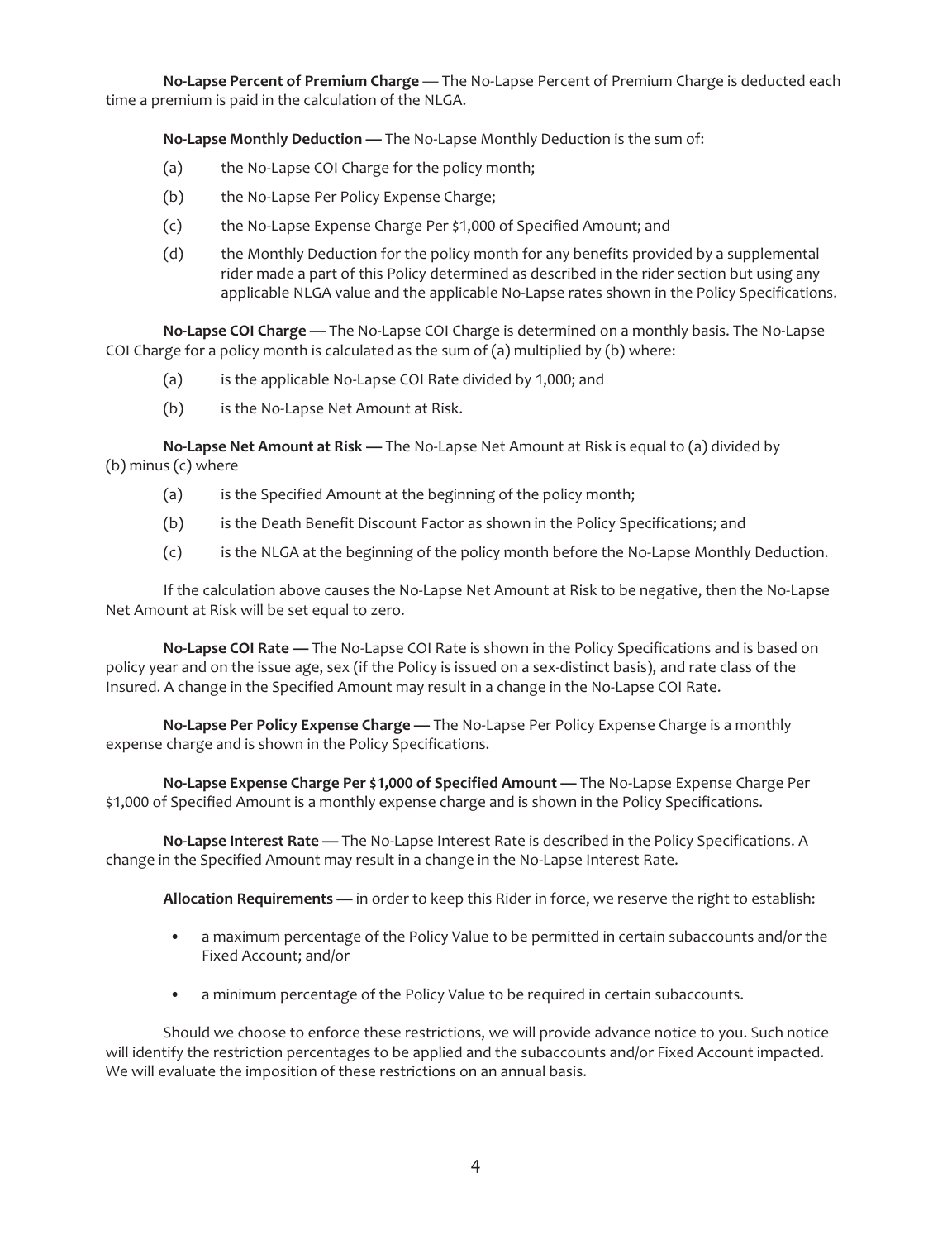**No-Lapse Percent of Premium Charge** — The No-Lapse Percent of Premium Charge is deducted each time a premium is paid in the calculation of the NLGA.

**No-Lapse Monthly Deduction —** The No-Lapse Monthly Deduction is the sum of:

(a) the No-Lapse COI Charge for the policy month;

(b) the No-Lapse Per Policy Expense Charge;

(c) the No-Lapse Expense Charge Per $1,000 of Specified Amount; and

(d) the Monthly Deduction for the policy month for any benefits provided by a supplemental rider made a part of this Policy determined as described in the rider section but using any applicable NLGA value and the applicable No-Lapse rates shown in the Policy Specifications.

**No-Lapse COI Charge** — The No-Lapse COI Charge is determined on a monthly basis. The No-Lapse COI Charge for a policy month is calculated as the sum of (a) multiplied by (b) where:

(a) is the applicable No-Lapse COI Rate divided by 1,000; and

(b) is the No-Lapse Net Amount at Risk.

**No-Lapse Net Amount at Risk —** The No-Lapse Net Amount at Risk is equal to (a) divided by (b) minus (c) where

(a) is the Specified Amount at the beginning of the policy month;

(b) is the Death Benefit Discount Factor as shown in the Policy Specifications; and

(c) is the NLGA at the beginning of the policy month before the No-Lapse Monthly Deduction.

If the calculation above causes the No-Lapse Net Amount at Risk to be negative, then the No-Lapse Net Amount at Risk will be set equal to zero.

**No-Lapse COI Rate —** The No-Lapse COI Rate is shown in the Policy Specifications and is based on policy year and on the issue age, sex (if the Policy is issued on a sex-distinct basis), and rate class of the Insured. A change in the Specified Amount may result in a change in the No-Lapse COI Rate.

**No-Lapse Per Policy Expense Charge —** The No-Lapse Per Policy Expense Charge is a monthly expense charge and is shown in the Policy Specifications.

**No-Lapse Expense Charge Per $1,000 of Specified Amount —** The No-Lapse Expense Charge Per $1,000 of Specified Amount is a monthly expense charge and is shown in the Policy Specifications.

**No-Lapse Interest Rate —** The No-Lapse Interest Rate is described in the Policy Specifications. A change in the Specified Amount may result in a change in the No-Lapse Interest Rate.

**Allocation Requirements —** in order to keep this Rider in force, we reserve the right to establish:

- a maximum percentage of the Policy Value to be permitted in certain subaccounts and/or the Fixed Account; and/or
- a minimum percentage of the Policy Value to be required in certain subaccounts.

Should we choose to enforce these restrictions, we will provide advance notice to you. Such notice will identify the restriction percentages to be applied and the subaccounts and/or Fixed Account impacted. We will evaluate the imposition of these restrictions on an annual basis.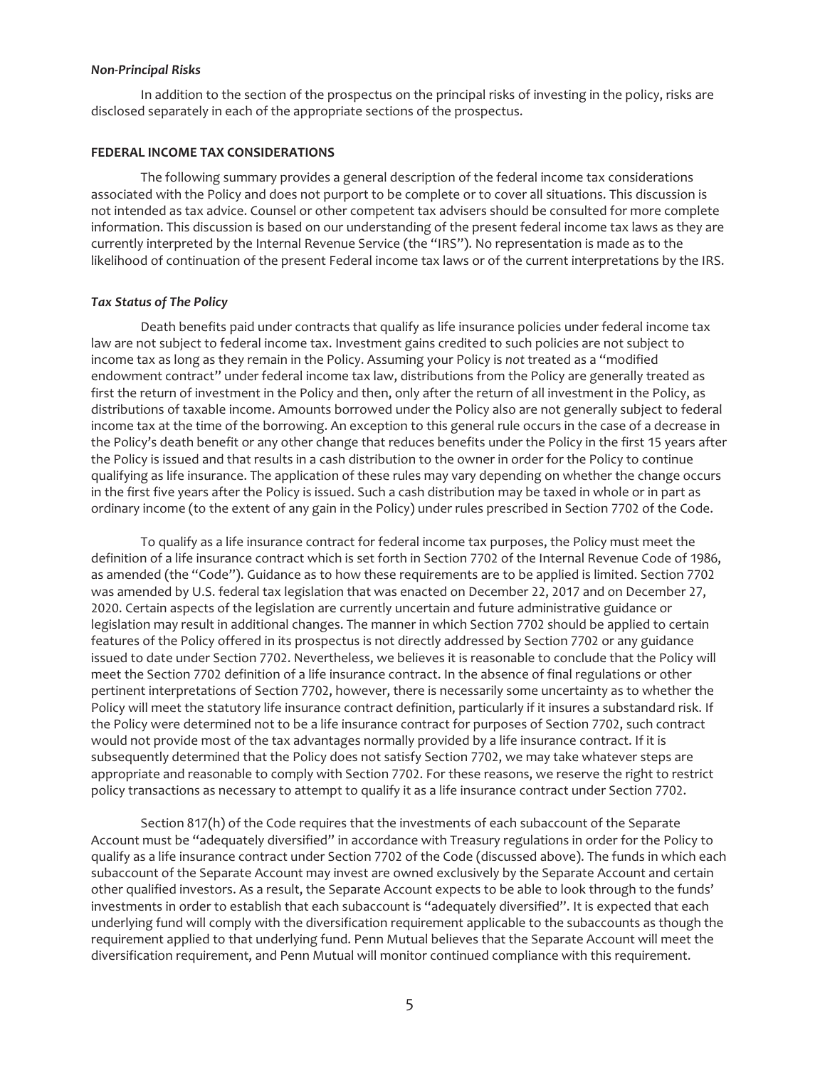***Non-Principal Risks***

In addition to the section of the prospectus on the principal risks of investing in the policy, risks are disclosed separately in each of the appropriate sections of the prospectus.

**FEDERAL INCOME TAX CONSIDERATIONS**

The following summary provides a general description of the federal income tax considerations associated with the Policy and does not purport to be complete or to cover all situations. This discussion is not intended as tax advice. Counsel or other competent tax advisers should be consulted for more complete information. This discussion is based on our understanding of the present federal income tax laws as they are currently interpreted by the Internal Revenue Service (the "IRS"). No representation is made as to the likelihood of continuation of the present Federal income tax laws or of the current interpretations by the IRS.

***Tax Status of The Policy***

Death benefits paid under contracts that qualify as life insurance policies under federal income tax law are not subject to federal income tax. Investment gains credited to such policies are not subject to income tax as long as they remain in the Policy. Assuming your Policy is *not* treated as a "modified endowment contract" under federal income tax law, distributions from the Policy are generally treated as first the return of investment in the Policy and then, only after the return of all investment in the Policy, as distributions of taxable income. Amounts borrowed under the Policy also are not generally subject to federal income tax at the time of the borrowing. An exception to this general rule occurs in the case of a decrease in the Policy's death benefit or any other change that reduces benefits under the Policy in the first 15 years after the Policy is issued and that results in a cash distribution to the owner in order for the Policy to continue qualifying as life insurance. The application of these rules may vary depending on whether the change occurs in the first five years after the Policy is issued. Such a cash distribution may be taxed in whole or in part as ordinary income (to the extent of any gain in the Policy) under rules prescribed in Section 7702 of the Code.

To qualify as a life insurance contract for federal income tax purposes, the Policy must meet the definition of a life insurance contract which is set forth in Section 7702 of the Internal Revenue Code of 1986, as amended (the "Code"). Guidance as to how these requirements are to be applied is limited. Section 7702 was amended by U.S. federal tax legislation that was enacted on December 22, 2017 and on December 27, 2020. Certain aspects of the legislation are currently uncertain and future administrative guidance or legislation may result in additional changes. The manner in which Section 7702 should be applied to certain features of the Policy offered in its prospectus is not directly addressed by Section 7702 or any guidance issued to date under Section 7702. Nevertheless, we believes it is reasonable to conclude that the Policy will meet the Section 7702 definition of a life insurance contract. In the absence of final regulations or other pertinent interpretations of Section 7702, however, there is necessarily some uncertainty as to whether the Policy will meet the statutory life insurance contract definition, particularly if it insures a substandard risk. If the Policy were determined not to be a life insurance contract for purposes of Section 7702, such contract would not provide most of the tax advantages normally provided by a life insurance contract. If it is subsequently determined that the Policy does not satisfy Section 7702, we may take whatever steps are appropriate and reasonable to comply with Section 7702. For these reasons, we reserve the right to restrict policy transactions as necessary to attempt to qualify it as a life insurance contract under Section 7702.

Section 817(h) of the Code requires that the investments of each subaccount of the Separate Account must be "adequately diversified" in accordance with Treasury regulations in order for the Policy to qualify as a life insurance contract under Section 7702 of the Code (discussed above). The funds in which each subaccount of the Separate Account may invest are owned exclusively by the Separate Account and certain other qualified investors. As a result, the Separate Account expects to be able to look through to the funds' investments in order to establish that each subaccount is "adequately diversified". It is expected that each underlying fund will comply with the diversification requirement applicable to the subaccounts as though the requirement applied to that underlying fund. Penn Mutual believes that the Separate Account will meet the diversification requirement, and Penn Mutual will monitor continued compliance with this requirement.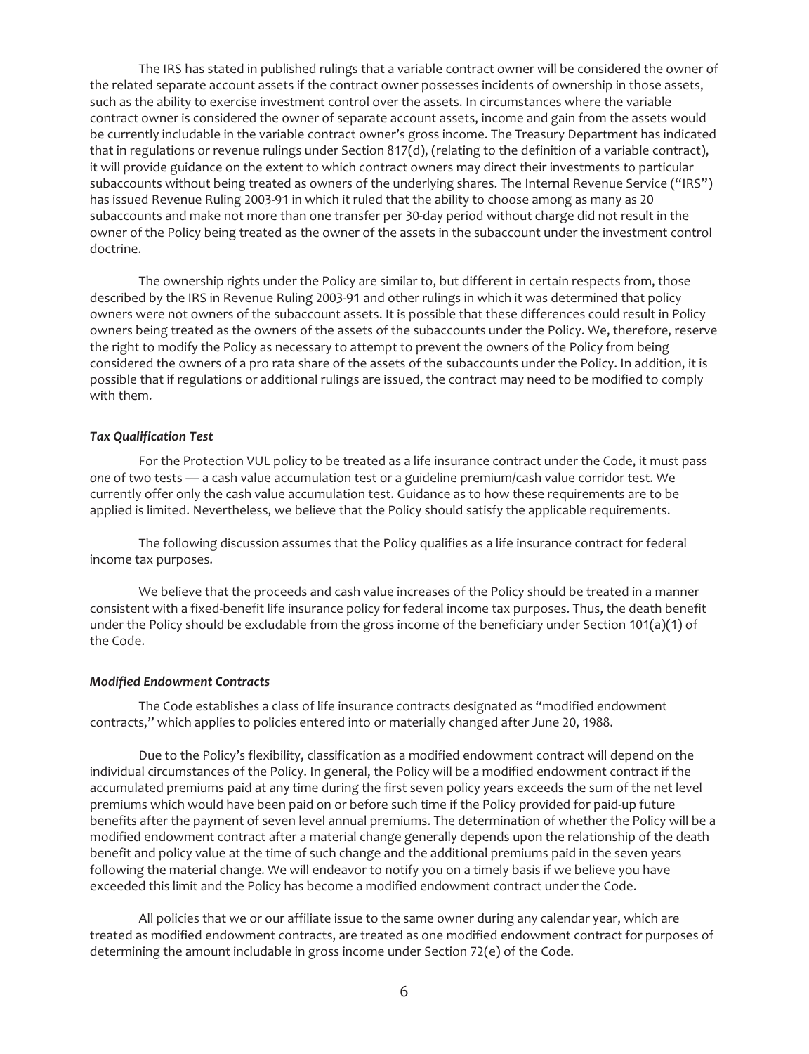The IRS has stated in published rulings that a variable contract owner will be considered the owner of the related separate account assets if the contract owner possesses incidents of ownership in those assets, such as the ability to exercise investment control over the assets. In circumstances where the variable contract owner is considered the owner of separate account assets, income and gain from the assets would be currently includable in the variable contract owner's gross income. The Treasury Department has indicated that in regulations or revenue rulings under Section 817(d), (relating to the definition of a variable contract), it will provide guidance on the extent to which contract owners may direct their investments to particular subaccounts without being treated as owners of the underlying shares. The Internal Revenue Service ("IRS") has issued Revenue Ruling 2003-91 in which it ruled that the ability to choose among as many as 20 subaccounts and make not more than one transfer per 30-day period without charge did not result in the owner of the Policy being treated as the owner of the assets in the subaccount under the investment control doctrine.

The ownership rights under the Policy are similar to, but different in certain respects from, those described by the IRS in Revenue Ruling 2003-91 and other rulings in which it was determined that policy owners were not owners of the subaccount assets. It is possible that these differences could result in Policy owners being treated as the owners of the assets of the subaccounts under the Policy. We, therefore, reserve the right to modify the Policy as necessary to attempt to prevent the owners of the Policy from being considered the owners of a pro rata share of the assets of the subaccounts under the Policy. In addition, it is possible that if regulations or additional rulings are issued, the contract may need to be modified to comply with them.

***Tax Qualification Test***

For the Protection VUL policy to be treated as a life insurance contract under the Code, it must pass *one* of two tests — a cash value accumulation test or a guideline premium/cash value corridor test. We currently offer only the cash value accumulation test. Guidance as to how these requirements are to be applied is limited. Nevertheless, we believe that the Policy should satisfy the applicable requirements.

The following discussion assumes that the Policy qualifies as a life insurance contract for federal income tax purposes.

We believe that the proceeds and cash value increases of the Policy should be treated in a manner consistent with a fixed-benefit life insurance policy for federal income tax purposes. Thus, the death benefit under the Policy should be excludable from the gross income of the beneficiary under Section 101(a)(1) of the Code.

***Modified Endowment Contracts***

The Code establishes a class of life insurance contracts designated as "modified endowment contracts," which applies to policies entered into or materially changed after June 20, 1988.

Due to the Policy's flexibility, classification as a modified endowment contract will depend on the individual circumstances of the Policy. In general, the Policy will be a modified endowment contract if the accumulated premiums paid at any time during the first seven policy years exceeds the sum of the net level premiums which would have been paid on or before such time if the Policy provided for paid-up future benefits after the payment of seven level annual premiums. The determination of whether the Policy will be a modified endowment contract after a material change generally depends upon the relationship of the death benefit and policy value at the time of such change and the additional premiums paid in the seven years following the material change. We will endeavor to notify you on a timely basis if we believe you have exceeded this limit and the Policy has become a modified endowment contract under the Code.

All policies that we or our affiliate issue to the same owner during any calendar year, which are treated as modified endowment contracts, are treated as one modified endowment contract for purposes of determining the amount includable in gross income under Section 72(e) of the Code.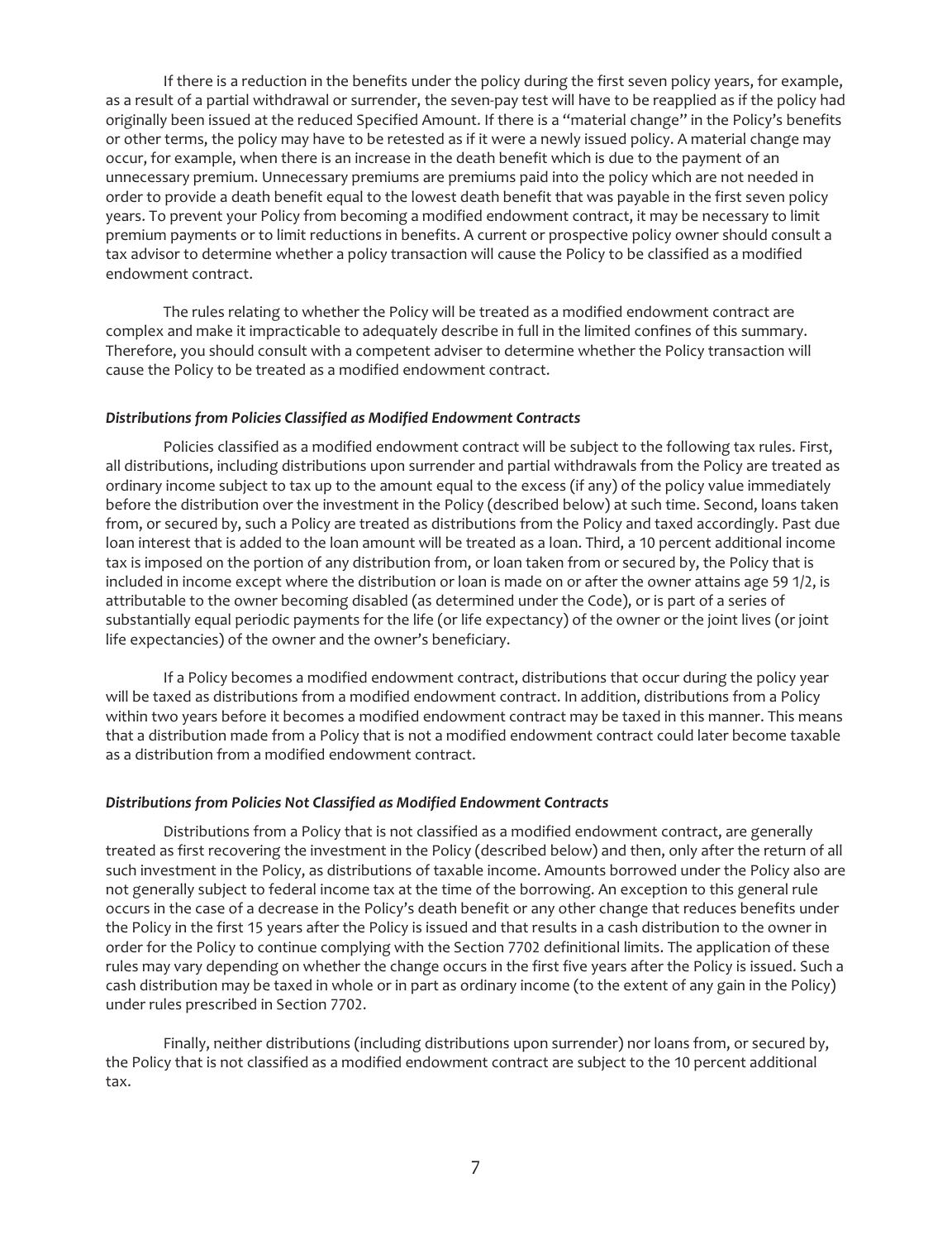If there is a reduction in the benefits under the policy during the first seven policy years, for example, as a result of a partial withdrawal or surrender, the seven-pay test will have to be reapplied as if the policy had originally been issued at the reduced Specified Amount. If there is a "material change" in the Policy's benefits or other terms, the policy may have to be retested as if it were a newly issued policy. A material change may occur, for example, when there is an increase in the death benefit which is due to the payment of an unnecessary premium. Unnecessary premiums are premiums paid into the policy which are not needed in order to provide a death benefit equal to the lowest death benefit that was payable in the first seven policy years. To prevent your Policy from becoming a modified endowment contract, it may be necessary to limit premium payments or to limit reductions in benefits. A current or prospective policy owner should consult a tax advisor to determine whether a policy transaction will cause the Policy to be classified as a modified endowment contract.

The rules relating to whether the Policy will be treated as a modified endowment contract are complex and make it impracticable to adequately describe in full in the limited confines of this summary. Therefore, you should consult with a competent adviser to determine whether the Policy transaction will cause the Policy to be treated as a modified endowment contract.

***Distributions from Policies Classified as Modified Endowment Contracts***

Policies classified as a modified endowment contract will be subject to the following tax rules. First, all distributions, including distributions upon surrender and partial withdrawals from the Policy are treated as ordinary income subject to tax up to the amount equal to the excess (if any) of the policy value immediately before the distribution over the investment in the Policy (described below) at such time. Second, loans taken from, or secured by, such a Policy are treated as distributions from the Policy and taxed accordingly. Past due loan interest that is added to the loan amount will be treated as a loan. Third, a 10 percent additional income tax is imposed on the portion of any distribution from, or loan taken from or secured by, the Policy that is included in income except where the distribution or loan is made on or after the owner attains age 59 1/2, is attributable to the owner becoming disabled (as determined under the Code), or is part of a series of substantially equal periodic payments for the life (or life expectancy) of the owner or the joint lives (or joint life expectancies) of the owner and the owner's beneficiary.

If a Policy becomes a modified endowment contract, distributions that occur during the policy year will be taxed as distributions from a modified endowment contract. In addition, distributions from a Policy within two years before it becomes a modified endowment contract may be taxed in this manner. This means that a distribution made from a Policy that is not a modified endowment contract could later become taxable as a distribution from a modified endowment contract.

***Distributions from Policies Not Classified as Modified Endowment Contracts***

Distributions from a Policy that is not classified as a modified endowment contract, are generally treated as first recovering the investment in the Policy (described below) and then, only after the return of all such investment in the Policy, as distributions of taxable income. Amounts borrowed under the Policy also are not generally subject to federal income tax at the time of the borrowing. An exception to this general rule occurs in the case of a decrease in the Policy's death benefit or any other change that reduces benefits under the Policy in the first 15 years after the Policy is issued and that results in a cash distribution to the owner in order for the Policy to continue complying with the Section 7702 definitional limits. The application of these rules may vary depending on whether the change occurs in the first five years after the Policy is issued. Such a cash distribution may be taxed in whole or in part as ordinary income (to the extent of any gain in the Policy) under rules prescribed in Section 7702.

Finally, neither distributions (including distributions upon surrender) nor loans from, or secured by, the Policy that is not classified as a modified endowment contract are subject to the 10 percent additional tax.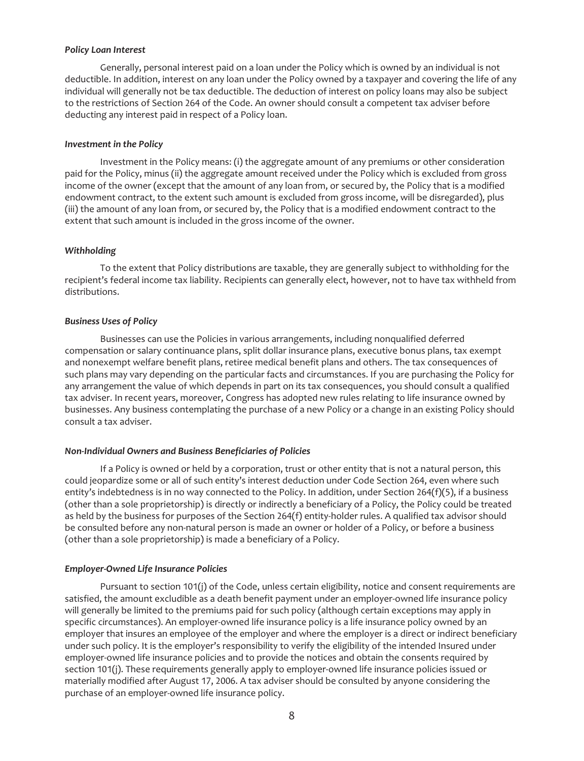*Policy Loan Interest*

Generally, personal interest paid on a loan under the Policy which is owned by an individual is not deductible. In addition, interest on any loan under the Policy owned by a taxpayer and covering the life of any individual will generally not be tax deductible. The deduction of interest on policy loans may also be subject to the restrictions of Section 264 of the Code. An owner should consult a competent tax adviser before deducting any interest paid in respect of a Policy loan.

*Investment in the Policy*

Investment in the Policy means: (i) the aggregate amount of any premiums or other consideration paid for the Policy, minus (ii) the aggregate amount received under the Policy which is excluded from gross income of the owner (except that the amount of any loan from, or secured by, the Policy that is a modified endowment contract, to the extent such amount is excluded from gross income, will be disregarded), plus (iii) the amount of any loan from, or secured by, the Policy that is a modified endowment contract to the extent that such amount is included in the gross income of the owner.

*Withholding*

To the extent that Policy distributions are taxable, they are generally subject to withholding for the recipient's federal income tax liability. Recipients can generally elect, however, not to have tax withheld from distributions.

*Business Uses of Policy*

Businesses can use the Policies in various arrangements, including nonqualified deferred compensation or salary continuance plans, split dollar insurance plans, executive bonus plans, tax exempt and nonexempt welfare benefit plans, retiree medical benefit plans and others. The tax consequences of such plans may vary depending on the particular facts and circumstances. If you are purchasing the Policy for any arrangement the value of which depends in part on its tax consequences, you should consult a qualified tax adviser. In recent years, moreover, Congress has adopted new rules relating to life insurance owned by businesses. Any business contemplating the purchase of a new Policy or a change in an existing Policy should consult a tax adviser.

*Non-Individual Owners and Business Beneficiaries of Policies*

If a Policy is owned or held by a corporation, trust or other entity that is not a natural person, this could jeopardize some or all of such entity's interest deduction under Code Section 264, even where such entity's indebtedness is in no way connected to the Policy. In addition, under Section 264(f)(5), if a business (other than a sole proprietorship) is directly or indirectly a beneficiary of a Policy, the Policy could be treated as held by the business for purposes of the Section 264(f) entity-holder rules. A qualified tax advisor should be consulted before any non-natural person is made an owner or holder of a Policy, or before a business (other than a sole proprietorship) is made a beneficiary of a Policy.

*Employer-Owned Life Insurance Policies*

Pursuant to section 101(j) of the Code, unless certain eligibility, notice and consent requirements are satisfied, the amount excludible as a death benefit payment under an employer-owned life insurance policy will generally be limited to the premiums paid for such policy (although certain exceptions may apply in specific circumstances). An employer-owned life insurance policy is a life insurance policy owned by an employer that insures an employee of the employer and where the employer is a direct or indirect beneficiary under such policy. It is the employer's responsibility to verify the eligibility of the intended Insured under employer-owned life insurance policies and to provide the notices and obtain the consents required by section 101(j). These requirements generally apply to employer-owned life insurance policies issued or materially modified after August 17, 2006. A tax adviser should be consulted by anyone considering the purchase of an employer-owned life insurance policy.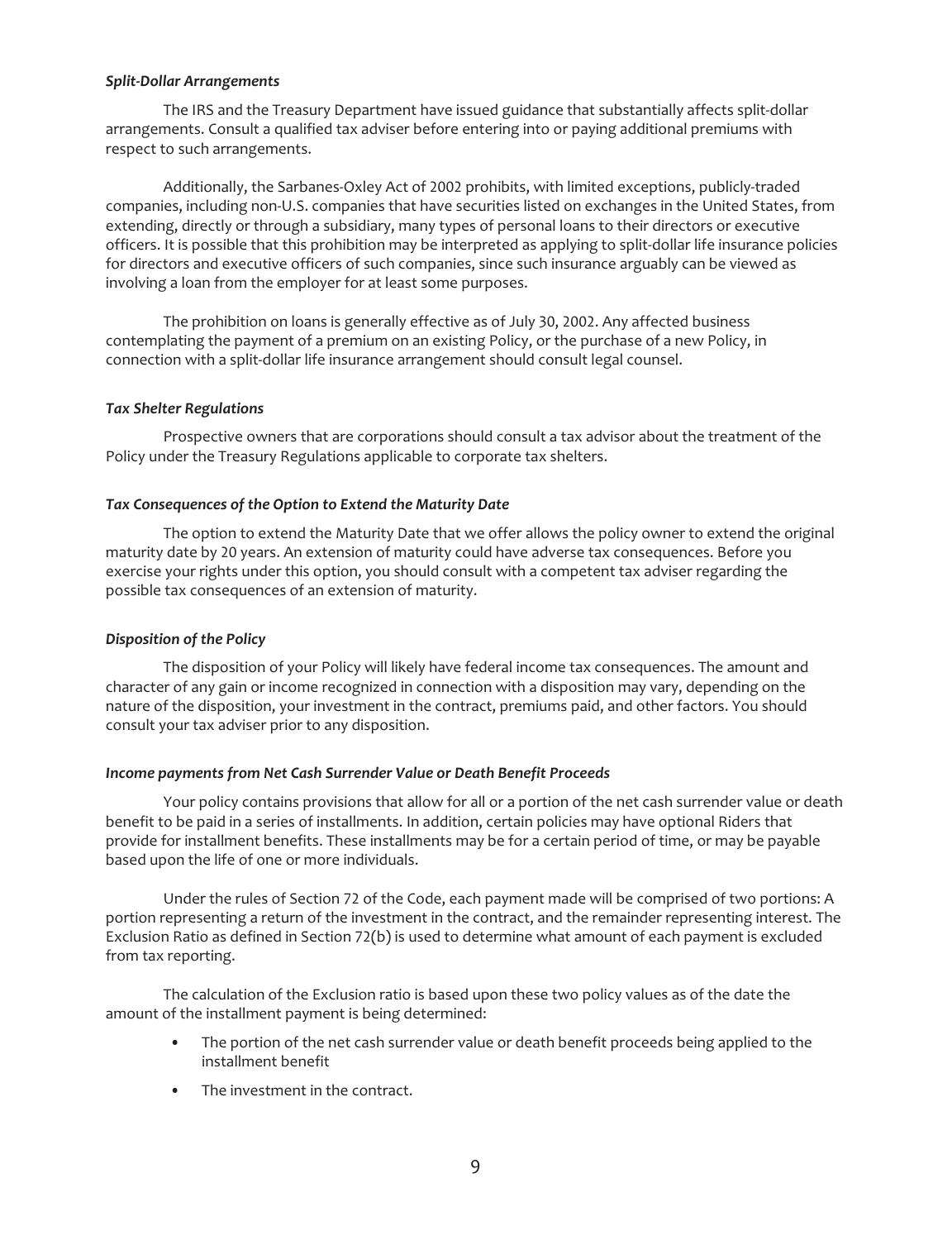***Split-Dollar Arrangements***

The IRS and the Treasury Department have issued guidance that substantially affects split-dollar arrangements. Consult a qualified tax adviser before entering into or paying additional premiums with respect to such arrangements.

Additionally, the Sarbanes-Oxley Act of 2002 prohibits, with limited exceptions, publicly-traded companies, including non-U.S. companies that have securities listed on exchanges in the United States, from extending, directly or through a subsidiary, many types of personal loans to their directors or executive officers. It is possible that this prohibition may be interpreted as applying to split-dollar life insurance policies for directors and executive officers of such companies, since such insurance arguably can be viewed as involving a loan from the employer for at least some purposes.

The prohibition on loans is generally effective as of July 30, 2002. Any affected business contemplating the payment of a premium on an existing Policy, or the purchase of a new Policy, in connection with a split-dollar life insurance arrangement should consult legal counsel.

***Tax Shelter Regulations***

Prospective owners that are corporations should consult a tax advisor about the treatment of the Policy under the Treasury Regulations applicable to corporate tax shelters.

***Tax Consequences of the Option to Extend the Maturity Date***

The option to extend the Maturity Date that we offer allows the policy owner to extend the original maturity date by 20 years. An extension of maturity could have adverse tax consequences. Before you exercise your rights under this option, you should consult with a competent tax adviser regarding the possible tax consequences of an extension of maturity.

***Disposition of the Policy***

The disposition of your Policy will likely have federal income tax consequences. The amount and character of any gain or income recognized in connection with a disposition may vary, depending on the nature of the disposition, your investment in the contract, premiums paid, and other factors. You should consult your tax adviser prior to any disposition.

***Income payments from Net Cash Surrender Value or Death Benefit Proceeds***

Your policy contains provisions that allow for all or a portion of the net cash surrender value or death benefit to be paid in a series of installments. In addition, certain policies may have optional Riders that provide for installment benefits. These installments may be for a certain period of time, or may be payable based upon the life of one or more individuals.

Under the rules of Section 72 of the Code, each payment made will be comprised of two portions: A portion representing a return of the investment in the contract, and the remainder representing interest. The Exclusion Ratio as defined in Section 72(b) is used to determine what amount of each payment is excluded from tax reporting.

The calculation of the Exclusion ratio is based upon these two policy values as of the date the amount of the installment payment is being determined:

- The portion of the net cash surrender value or death benefit proceeds being applied to the installment benefit
- The investment in the contract.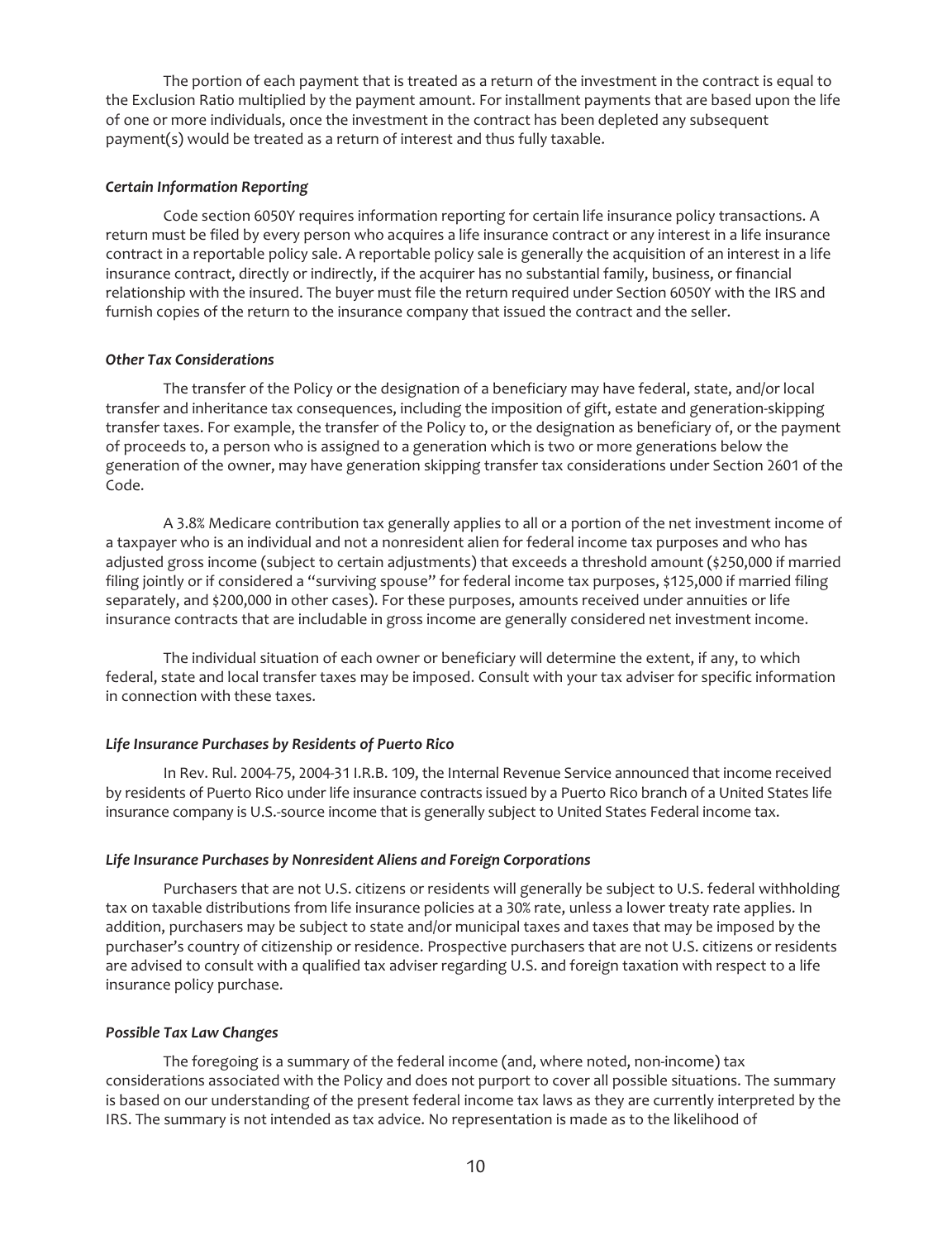The portion of each payment that is treated as a return of the investment in the contract is equal to the Exclusion Ratio multiplied by the payment amount. For installment payments that are based upon the life of one or more individuals, once the investment in the contract has been depleted any subsequent payment(s) would be treated as a return of interest and thus fully taxable.

### *Certain Information Reporting*

Code section 6050Y requires information reporting for certain life insurance policy transactions. A return must be filed by every person who acquires a life insurance contract or any interest in a life insurance contract in a reportable policy sale. A reportable policy sale is generally the acquisition of an interest in a life insurance contract, directly or indirectly, if the acquirer has no substantial family, business, or financial relationship with the insured. The buyer must file the return required under Section 6050Y with the IRS and furnish copies of the return to the insurance company that issued the contract and the seller.

### *Other Tax Considerations*

The transfer of the Policy or the designation of a beneficiary may have federal, state, and/or local transfer and inheritance tax consequences, including the imposition of gift, estate and generation-skipping transfer taxes. For example, the transfer of the Policy to, or the designation as beneficiary of, or the payment of proceeds to, a person who is assigned to a generation which is two or more generations below the generation of the owner, may have generation skipping transfer tax considerations under Section 2601 of the Code.

A 3.8% Medicare contribution tax generally applies to all or a portion of the net investment income of a taxpayer who is an individual and not a nonresident alien for federal income tax purposes and who has adjusted gross income (subject to certain adjustments) that exceeds a threshold amount ($250,000 if married filing jointly or if considered a "surviving spouse" for federal income tax purposes, $125,000 if married filing separately, and $200,000 in other cases). For these purposes, amounts received under annuities or life insurance contracts that are includable in gross income are generally considered net investment income.

The individual situation of each owner or beneficiary will determine the extent, if any, to which federal, state and local transfer taxes may be imposed. Consult with your tax adviser for specific information in connection with these taxes.

### *Life Insurance Purchases by Residents of Puerto Rico*

In Rev. Rul. 2004-75, 2004-31 I.R.B. 109, the Internal Revenue Service announced that income received by residents of Puerto Rico under life insurance contracts issued by a Puerto Rico branch of a United States life insurance company is U.S.-source income that is generally subject to United States Federal income tax.

### *Life Insurance Purchases by Nonresident Aliens and Foreign Corporations*

Purchasers that are not U.S. citizens or residents will generally be subject to U.S. federal withholding tax on taxable distributions from life insurance policies at a 30% rate, unless a lower treaty rate applies. In addition, purchasers may be subject to state and/or municipal taxes and taxes that may be imposed by the purchaser's country of citizenship or residence. Prospective purchasers that are not U.S. citizens or residents are advised to consult with a qualified tax adviser regarding U.S. and foreign taxation with respect to a life insurance policy purchase.

### *Possible Tax Law Changes*

The foregoing is a summary of the federal income (and, where noted, non-income) tax considerations associated with the Policy and does not purport to cover all possible situations. The summary is based on our understanding of the present federal income tax laws as they are currently interpreted by the IRS. The summary is not intended as tax advice. No representation is made as to the likelihood of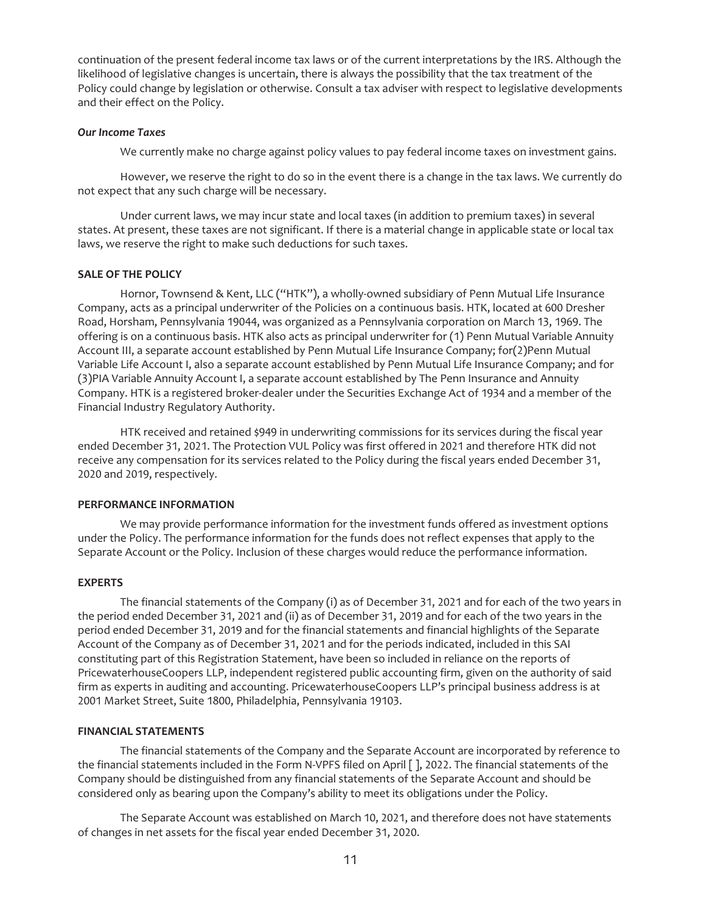continuation of the present federal income tax laws or of the current interpretations by the IRS. Although the likelihood of legislative changes is uncertain, there is always the possibility that the tax treatment of the Policy could change by legislation or otherwise. Consult a tax adviser with respect to legislative developments and their effect on the Policy.

***Our Income Taxes***

We currently make no charge against policy values to pay federal income taxes on investment gains.

However, we reserve the right to do so in the event there is a change in the tax laws. We currently do not expect that any such charge will be necessary.

Under current laws, we may incur state and local taxes (in addition to premium taxes) in several states. At present, these taxes are not significant. If there is a material change in applicable state or local tax laws, we reserve the right to make such deductions for such taxes.

**SALE OF THE POLICY**

Hornor, Townsend & Kent, LLC ("HTK"), a wholly-owned subsidiary of Penn Mutual Life Insurance Company, acts as a principal underwriter of the Policies on a continuous basis. HTK, located at 600 Dresher Road, Horsham, Pennsylvania 19044, was organized as a Pennsylvania corporation on March 13, 1969. The offering is on a continuous basis. HTK also acts as principal underwriter for (1) Penn Mutual Variable Annuity Account III, a separate account established by Penn Mutual Life Insurance Company; for(2)Penn Mutual Variable Life Account I, also a separate account established by Penn Mutual Life Insurance Company; and for (3)PIA Variable Annuity Account I, a separate account established by The Penn Insurance and Annuity Company. HTK is a registered broker-dealer under the Securities Exchange Act of 1934 and a member of the Financial Industry Regulatory Authority.

HTK received and retained $949 in underwriting commissions for its services during the fiscal year ended December 31, 2021. The Protection VUL Policy was first offered in 2021 and therefore HTK did not receive any compensation for its services related to the Policy during the fiscal years ended December 31, 2020 and 2019, respectively.

**PERFORMANCE INFORMATION**

We may provide performance information for the investment funds offered as investment options under the Policy. The performance information for the funds does not reflect expenses that apply to the Separate Account or the Policy. Inclusion of these charges would reduce the performance information.

**EXPERTS**

The financial statements of the Company (i) as of December 31, 2021 and for each of the two years in the period ended December 31, 2021 and (ii) as of December 31, 2019 and for each of the two years in the period ended December 31, 2019 and for the financial statements and financial highlights of the Separate Account of the Company as of December 31, 2021 and for the periods indicated, included in this SAI constituting part of this Registration Statement, have been so included in reliance on the reports of PricewaterhouseCoopers LLP, independent registered public accounting firm, given on the authority of said firm as experts in auditing and accounting. PricewaterhouseCoopers LLP's principal business address is at 2001 Market Street, Suite 1800, Philadelphia, Pennsylvania 19103.

**FINANCIAL STATEMENTS**

The financial statements of the Company and the Separate Account are incorporated by reference to the financial statements included in the Form N-VPFS filed on April [ ], 2022. The financial statements of the Company should be distinguished from any financial statements of the Separate Account and should be considered only as bearing upon the Company's ability to meet its obligations under the Policy.

The Separate Account was established on March 10, 2021, and therefore does not have statements of changes in net assets for the fiscal year ended December 31, 2020.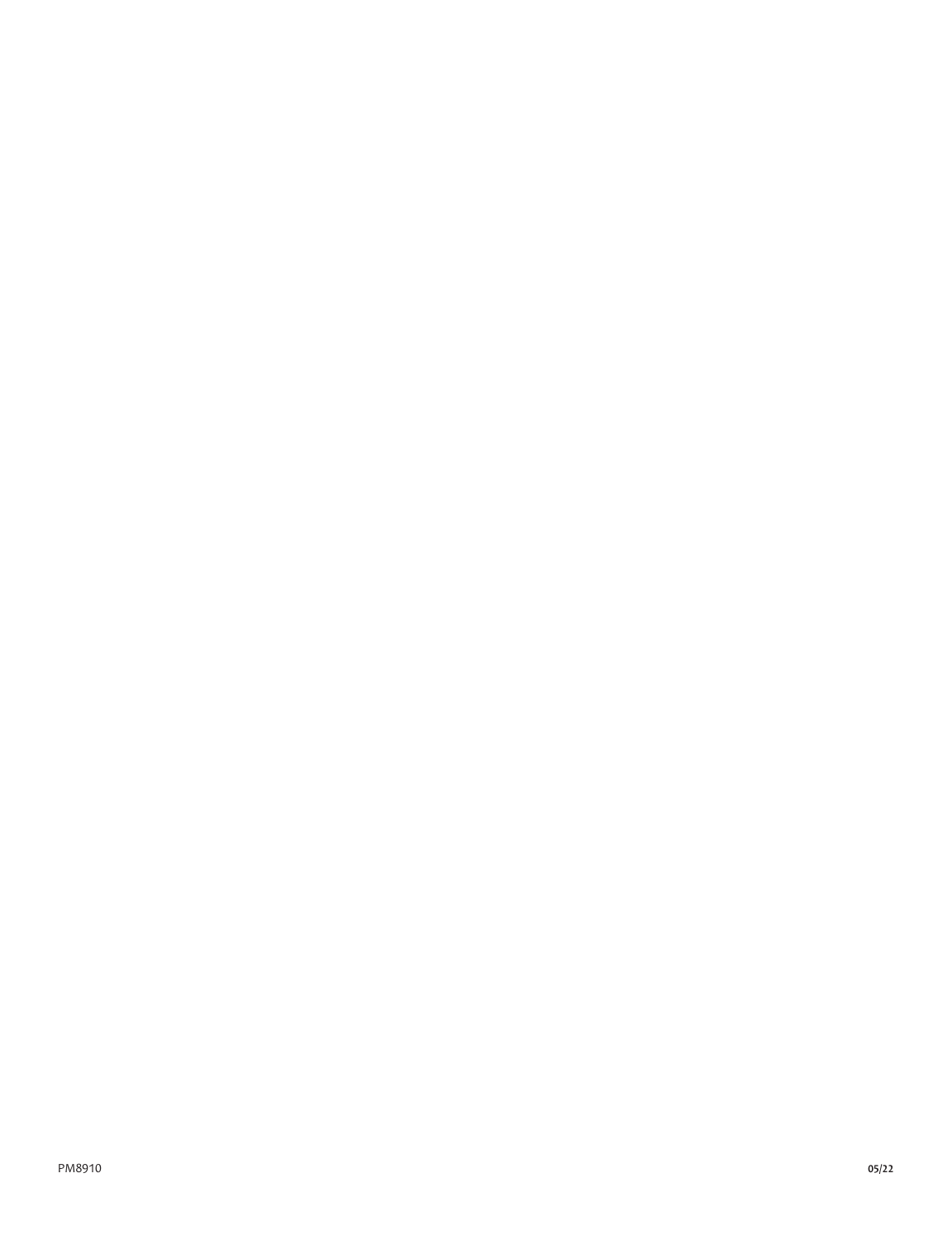PM8910

05/22